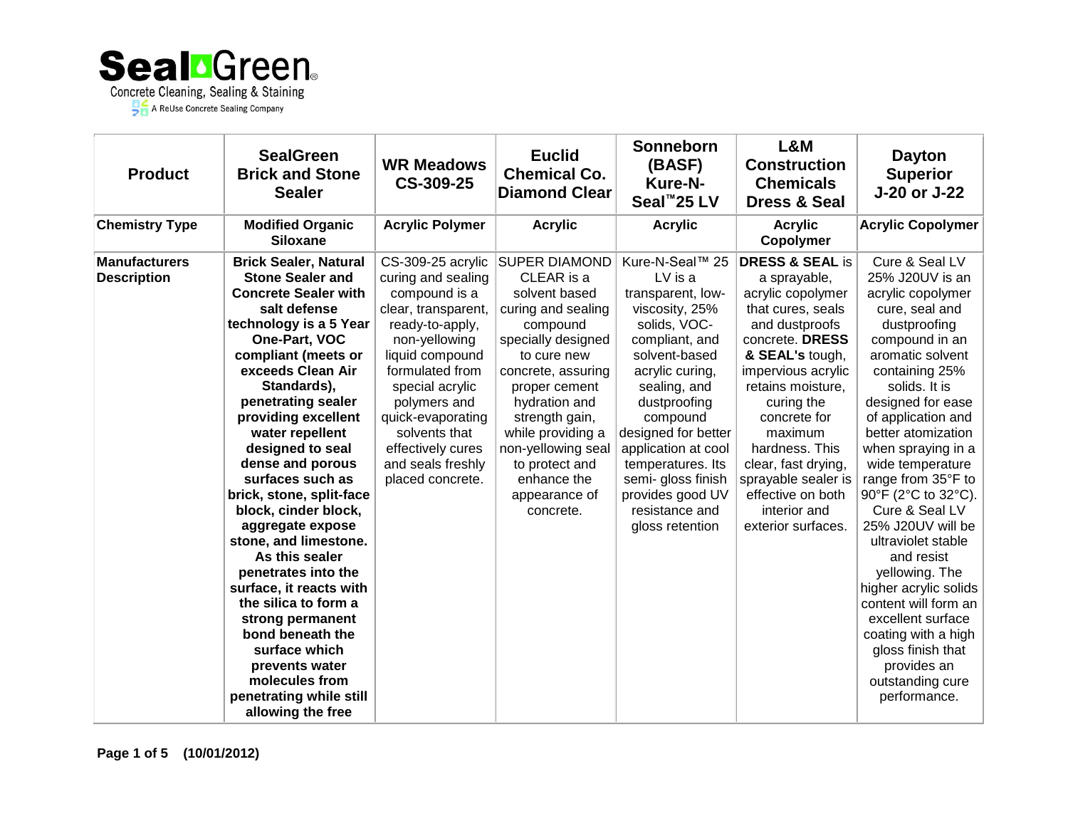**SealGreen**
Concrete Cleaning, Sealing & Staining
A ReUse Concrete Sealing Company

| Product | SealGreen Brick and Stone Sealer | WR Meadows CS-309-25 | Euclid Chemical Co. Diamond Clear | Sonneborn (BASF) Kure-N-Seal™25 LV | L&M Construction Chemicals Dress & Seal | Dayton Superior J-20 or J-22 |
|---|---|---|---|---|---|---|
| **Chemistry Type** | **Modified Organic Siloxane** | **Acrylic Polymer** | **Acrylic** | **Acrylic** | **Acrylic Copolymer** | **Acrylic Copolymer** |
| **Manufacturers Description** | **Brick Sealer, Natural Stone Sealer and Concrete Sealer with salt defense technology is a 5 Year One-Part, VOC compliant (meets or exceeds Clean Air Standards), penetrating sealer providing excellent water repellent designed to seal dense and porous surfaces such as brick, stone, split-face block, cinder block, aggregate expose stone, and limestone. As this sealer penetrates into the surface, it reacts with the silica to form a strong permanent bond beneath the surface which prevents water molecules from penetrating while still allowing the free** | CS-309-25 acrylic curing and sealing compound is a clear, transparent, ready-to-apply, non-yellowing liquid compound formulated from special acrylic polymers and quick-evaporating solvents that effectively cures and seals freshly placed concrete. | SUPER DIAMOND CLEAR is a solvent based curing and sealing compound specially designed to cure new concrete, assuring proper cement hydration and strength gain, while providing a non-yellowing seal to protect and enhance the appearance of concrete. | Kure-N-Seal™ 25 LV is a transparent, low-viscosity, 25% solids, VOC-compliant, and solvent-based acrylic curing, sealing, and dustproofing compound designed for better application at cool temperatures. Its semi- gloss finish provides good UV resistance and gloss retention | **DRESS & SEAL** is a sprayable, acrylic copolymer that cures, seals and dustproofs concrete. **DRESS & SEAL's** tough, impervious acrylic retains moisture, curing the concrete for maximum hardness. This clear, fast drying, sprayable sealer is effective on both interior and exterior surfaces. | Cure & Seal LV 25% J20UV is an acrylic copolymer cure, seal and dustproofing compound in an aromatic solvent containing 25% solids. It is designed for ease of application and better atomization when spraying in a wide temperature range from 35°F to 90°F (2°C to 32°C). Cure & Seal LV 25% J20UV will be ultraviolet stable and resist yellowing. The higher acrylic solids content will form an excellent surface coating with a high gloss finish that provides an outstanding cure performance. |

**(10/01/2012)**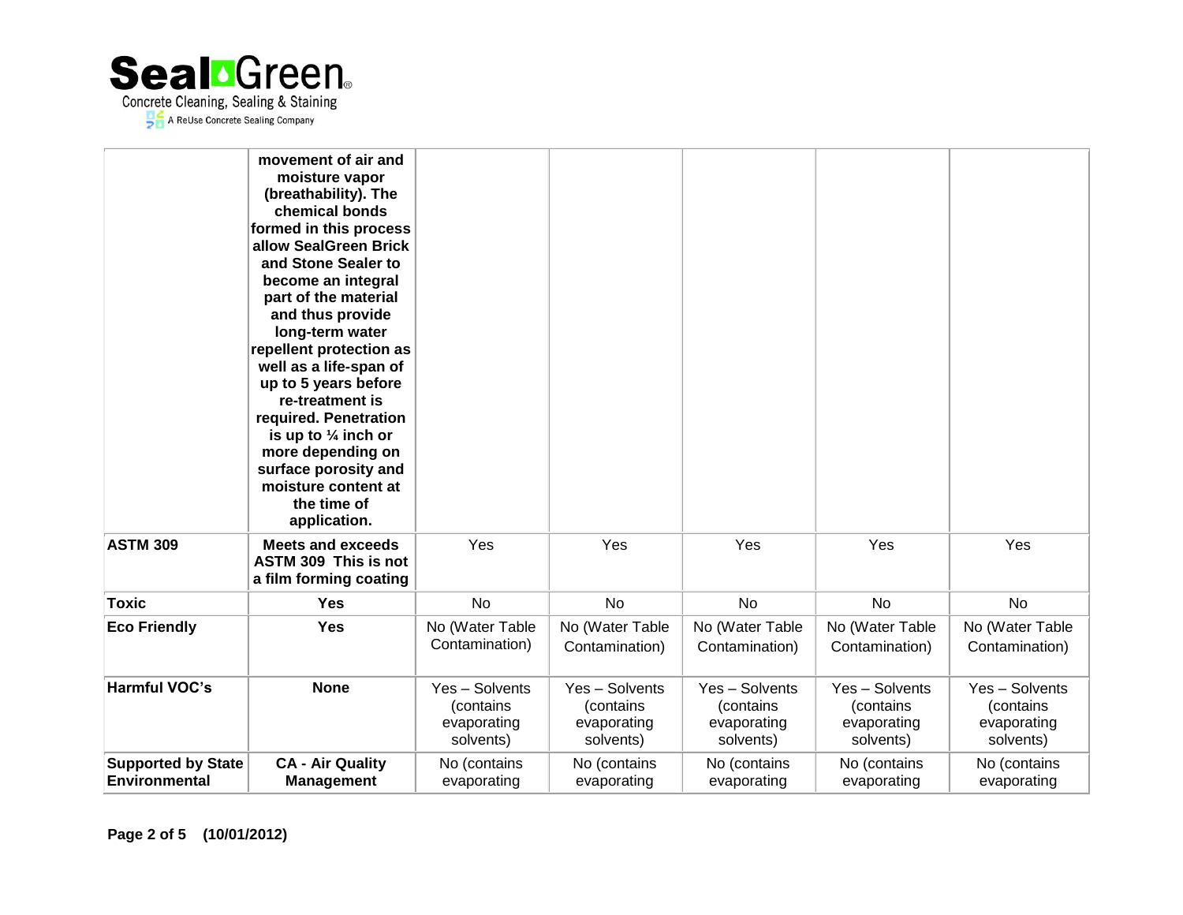| | | | | | | |
|---|---|---|---|---|---|---|
| | **movement of air and moisture vapor (breathability). The chemical bonds formed in this process allow SealGreen Brick and Stone Sealer to become an integral part of the material and thus provide long-term water repellent protection as well as a life-span of up to 5 years before re-treatment is required. Penetration is up to ¼ inch or more depending on surface porosity and moisture content at the time of application.** | | | | | |
| **ASTM 309** | **Meets and exceeds ASTM 309 This is not a film forming coating** | Yes | Yes | Yes | Yes | Yes |
| **Toxic** | **Yes** | No | No | No | No | No |
| **Eco Friendly** | **Yes** | No (Water Table Contamination) | No (Water Table Contamination) | No (Water Table Contamination) | No (Water Table Contamination) | No (Water Table Contamination) |
| **Harmful VOC's** | **None** | Yes – Solvents (contains evaporating solvents) | Yes – Solvents (contains evaporating solvents) | Yes – Solvents (contains evaporating solvents) | Yes – Solvents (contains evaporating solvents) | Yes – Solvents (contains evaporating solvents) |
| **Supported by State Environmental** | **CA - Air Quality Management** | No (contains evaporating | No (contains evaporating | No (contains evaporating | No (contains evaporating | No (contains evaporating |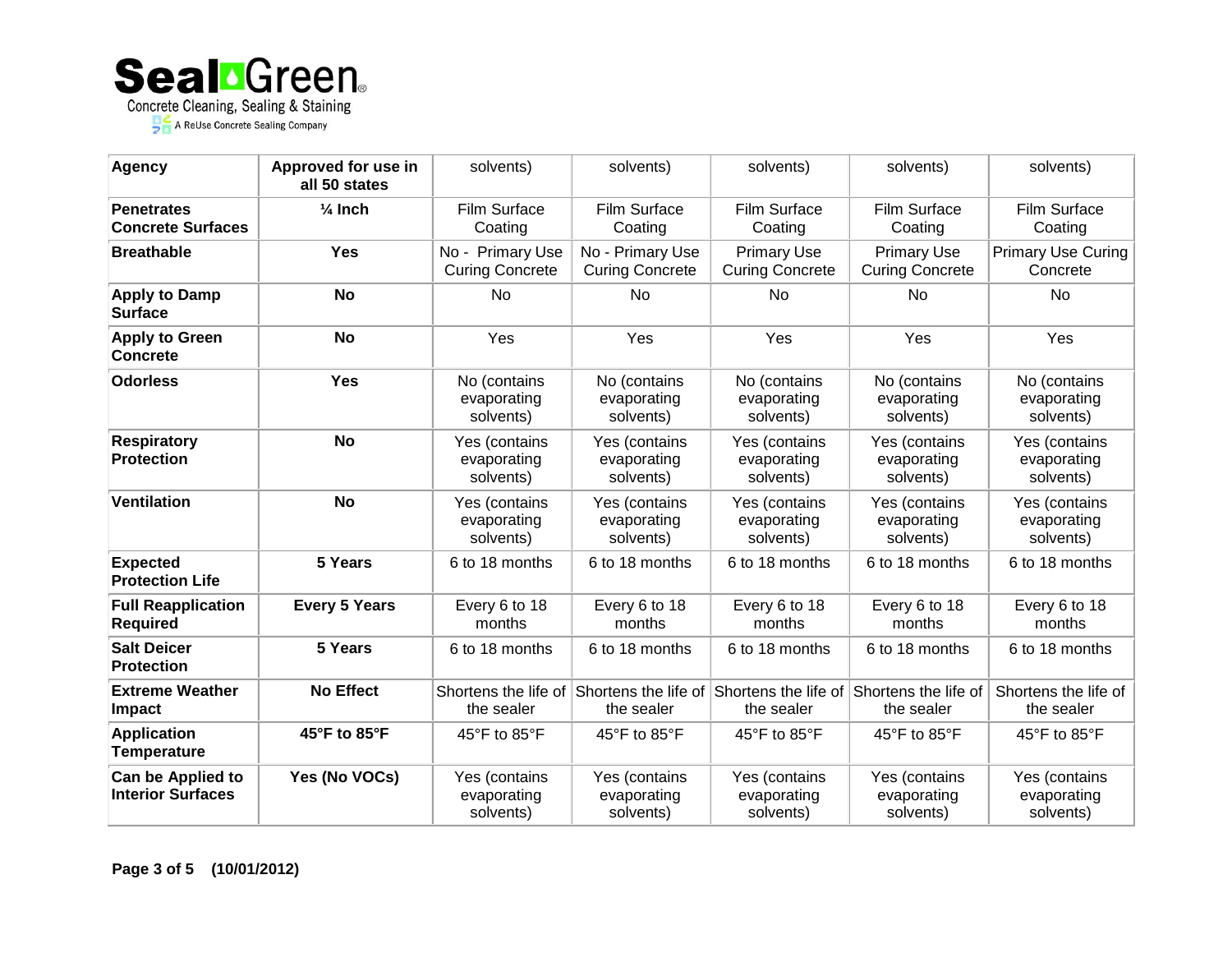| Agency | Approved for use in all 50 states | solvents) | solvents) | solvents) | solvents) | solvents) |
|---|---|---|---|---|---|---|
| **Penetrates Concrete Surfaces** | **¼ Inch** | Film Surface Coating | Film Surface Coating | Film Surface Coating | Film Surface Coating | Film Surface Coating |
| **Breathable** | **Yes** | No - Primary Use Curing Concrete | No - Primary Use Curing Concrete | Primary Use Curing Concrete | Primary Use Curing Concrete | Primary Use Curing Concrete |
| **Apply to Damp Surface** | **No** | No | No | No | No | No |
| **Apply to Green Concrete** | **No** | Yes | Yes | Yes | Yes | Yes |
| **Odorless** | **Yes** | No (contains evaporating solvents) | No (contains evaporating solvents) | No (contains evaporating solvents) | No (contains evaporating solvents) | No (contains evaporating solvents) |
| **Respiratory Protection** | **No** | Yes (contains evaporating solvents) | Yes (contains evaporating solvents) | Yes (contains evaporating solvents) | Yes (contains evaporating solvents) | Yes (contains evaporating solvents) |
| **Ventilation** | **No** | Yes (contains evaporating solvents) | Yes (contains evaporating solvents) | Yes (contains evaporating solvents) | Yes (contains evaporating solvents) | Yes (contains evaporating solvents) |
| **Expected Protection Life** | **5 Years** | 6 to 18 months | 6 to 18 months | 6 to 18 months | 6 to 18 months | 6 to 18 months |
| **Full Reapplication Required** | **Every 5 Years** | Every 6 to 18 months | Every 6 to 18 months | Every 6 to 18 months | Every 6 to 18 months | Every 6 to 18 months |
| **Salt Deicer Protection** | **5 Years** | 6 to 18 months | 6 to 18 months | 6 to 18 months | 6 to 18 months | 6 to 18 months |
| **Extreme Weather Impact** | **No Effect** | Shortens the life of the sealer | Shortens the life of the sealer | Shortens the life of the sealer | Shortens the life of the sealer | Shortens the life of the sealer |
| **Application Temperature** | **45°F to 85°F** | 45°F to 85°F | 45°F to 85°F | 45°F to 85°F | 45°F to 85°F | 45°F to 85°F |
| **Can be Applied to Interior Surfaces** | **Yes (No VOCs)** | Yes (contains evaporating solvents) | Yes (contains evaporating solvents) | Yes (contains evaporating solvents) | Yes (contains evaporating solvents) | Yes (contains evaporating solvents) |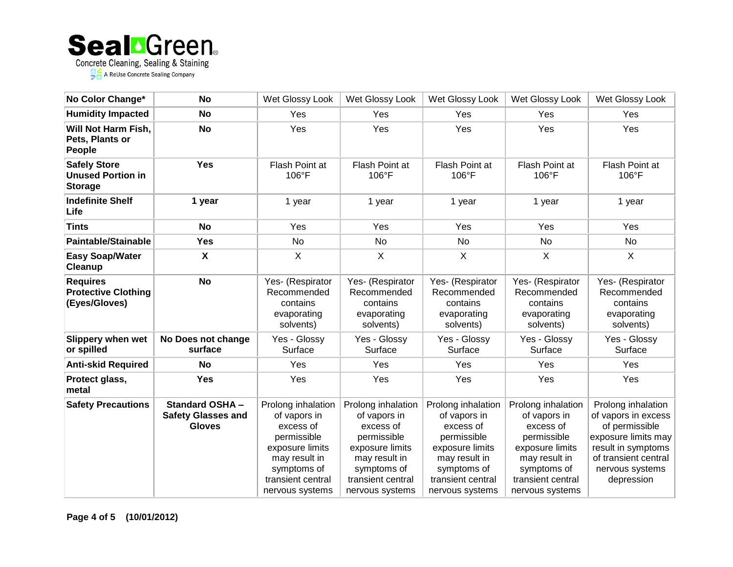| No Color Change* | No | Wet Glossy Look | Wet Glossy Look | Wet Glossy Look | Wet Glossy Look | Wet Glossy Look |
|---|---|---|---|---|---|---|
| **Humidity Impacted** | **No** | Yes | Yes | Yes | Yes | Yes |
| **Will Not Harm Fish, Pets, Plants or People** | **No** | Yes | Yes | Yes | Yes | Yes |
| **Safely Store Unused Portion in Storage** | **Yes** | Flash Point at 106°F | Flash Point at 106°F | Flash Point at 106°F | Flash Point at 106°F | Flash Point at 106°F |
| **Indefinite Shelf Life** | **1 year** | 1 year | 1 year | 1 year | 1 year | 1 year |
| **Tints** | **No** | Yes | Yes | Yes | Yes | Yes |
| **Paintable/Stainable** | **Yes** | No | No | No | No | No |
| **Easy Soap/Water Cleanup** | **X** | X | X | X | X | X |
| **Requires Protective Clothing (Eyes/Gloves)** | **No** | Yes- (Respirator Recommended contains evaporating solvents) | Yes- (Respirator Recommended contains evaporating solvents) | Yes- (Respirator Recommended contains evaporating solvents) | Yes- (Respirator Recommended contains evaporating solvents) | Yes- (Respirator Recommended contains evaporating solvents) |
| **Slippery when wet or spilled** | **No Does not change surface** | Yes - Glossy Surface | Yes - Glossy Surface | Yes - Glossy Surface | Yes - Glossy Surface | Yes - Glossy Surface |
| **Anti-skid Required** | **No** | Yes | Yes | Yes | Yes | Yes |
| **Protect glass, metal** | **Yes** | Yes | Yes | Yes | Yes | Yes |
| **Safety Precautions** | **Standard OSHA – Safety Glasses and Gloves** | Prolong inhalation of vapors in excess of permissible exposure limits may result in symptoms of transient central nervous systems | Prolong inhalation of vapors in excess of permissible exposure limits may result in symptoms of transient central nervous systems | Prolong inhalation of vapors in excess of permissible exposure limits may result in symptoms of transient central nervous systems | Prolong inhalation of vapors in excess of permissible exposure limits may result in symptoms of transient central nervous systems | Prolong inhalation of vapors in excess of permissible exposure limits may result in symptoms of transient central nervous systems depression |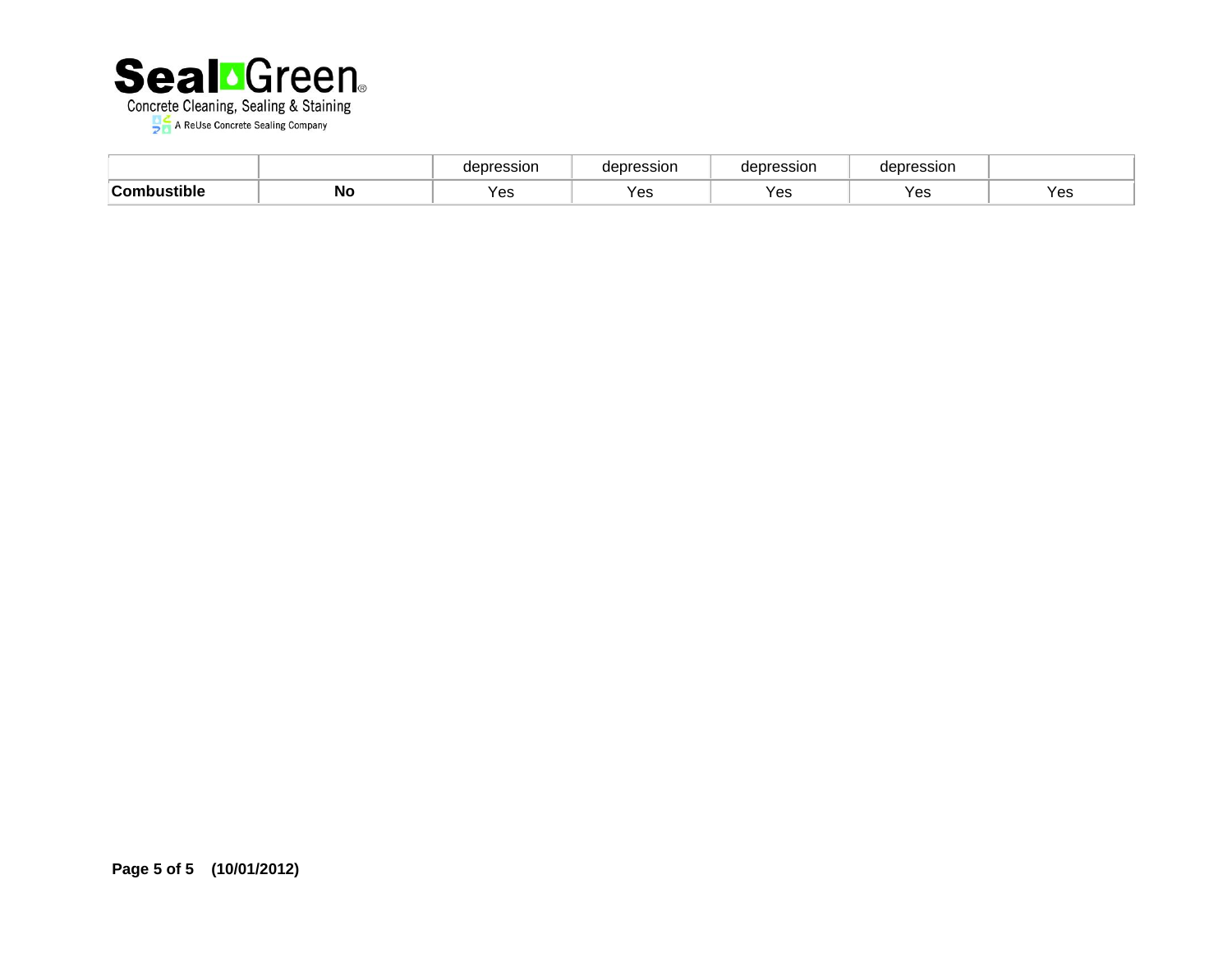| | | | | | | |
|---|---|---|---|---|---|---|
| | | depression | depression | depression | depression | |
| **Combustible** | **No** | Yes | Yes | Yes | Yes | Yes |